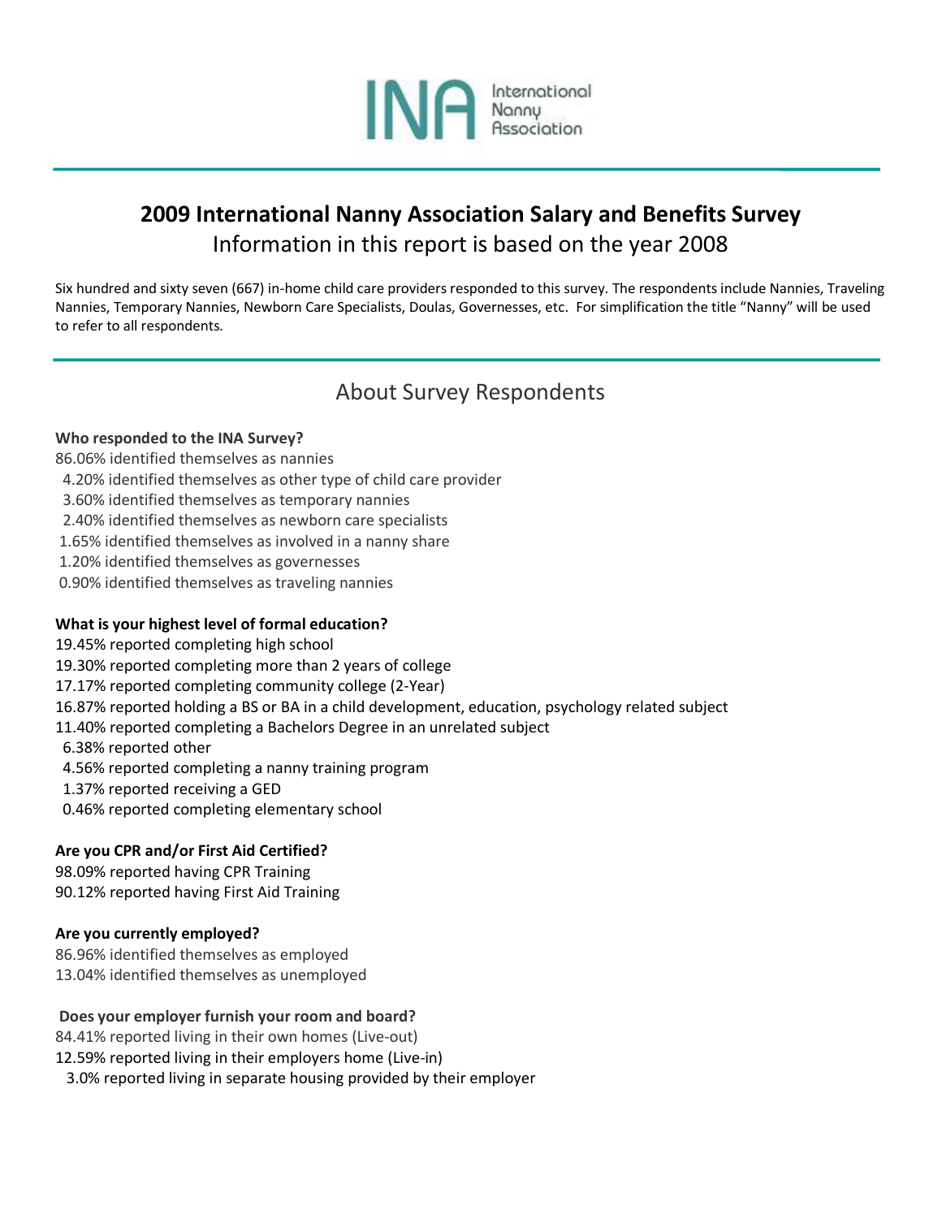INA International Nanny Association

# 2009 International Nanny Association Salary and Benefits Survey

Information in this report is based on the year 2008

Six hundred and sixty seven (667) in-home child care providers responded to this survey. The respondents include Nannies, Traveling Nannies, Temporary Nannies, Newborn Care Specialists, Doulas, Governesses, etc. For simplification the title "Nanny" will be used to refer to all respondents.

## About Survey Respondents

**Who responded to the INA Survey?**

86.06% identified themselves as nannies
4.20% identified themselves as other type of child care provider
3.60% identified themselves as temporary nannies
2.40% identified themselves as newborn care specialists
1.65% identified themselves as involved in a nanny share
1.20% identified themselves as governesses
0.90% identified themselves as traveling nannies

**What is your highest level of formal education?**

19.45% reported completing high school
19.30% reported completing more than 2 years of college
17.17% reported completing community college (2-Year)
16.87% reported holding a BS or BA in a child development, education, psychology related subject
11.40% reported completing a Bachelors Degree in an unrelated subject
6.38% reported other
4.56% reported completing a nanny training program
1.37% reported receiving a GED
0.46% reported completing elementary school

**Are you CPR and/or First Aid Certified?**

98.09% reported having CPR Training
90.12% reported having First Aid Training

**Are you currently employed?**

86.96% identified themselves as employed
13.04% identified themselves as unemployed

**Does your employer furnish your room and board?**

84.41% reported living in their own homes (Live-out)
12.59% reported living in their employers home (Live-in)
3.0% reported living in separate housing provided by their employer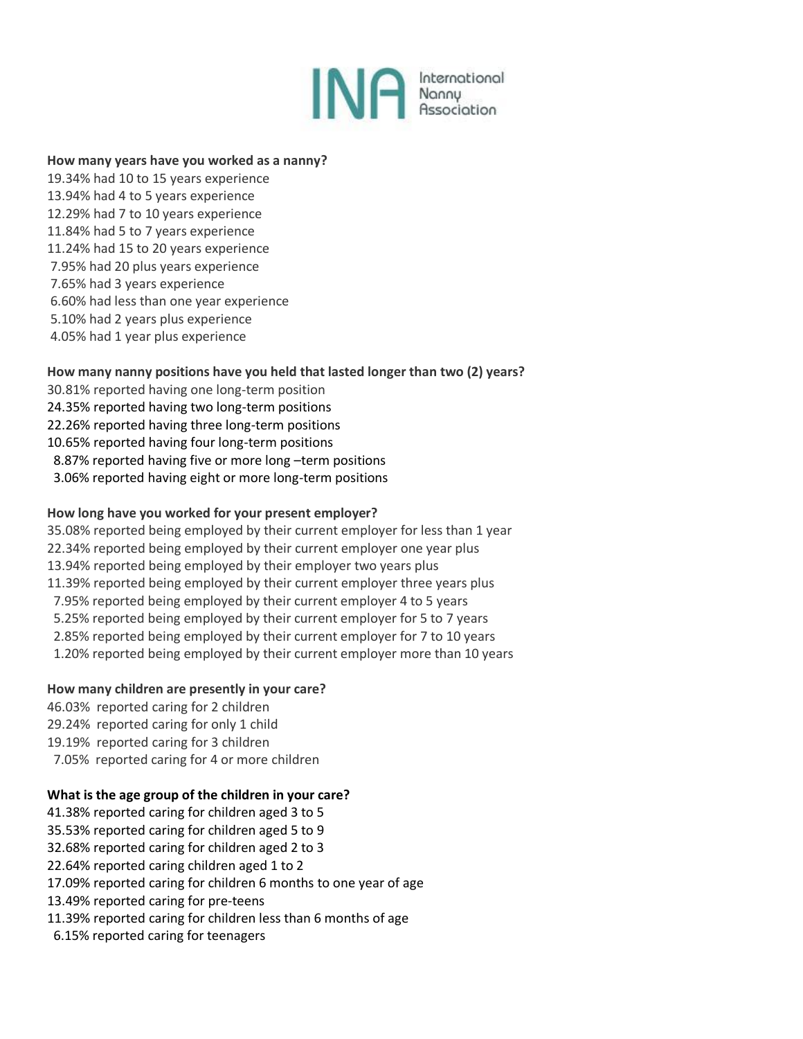**How many years have you worked as a nanny?**

19.34% had 10 to 15 years experience
13.94% had 4 to 5 years experience
12.29% had 7 to 10 years experience
11.84% had 5 to 7 years experience
11.24% had 15 to 20 years experience
7.95% had 20 plus years experience
7.65% had 3 years experience
6.60% had less than one year experience
5.10% had 2 years plus experience
4.05% had 1 year plus experience

**How many nanny positions have you held that lasted longer than two (2) years?**

30.81% reported having one long-term position
24.35% reported having two long-term positions
22.26% reported having three long-term positions
10.65% reported having four long-term positions
8.87% reported having five or more long –term positions
3.06% reported having eight or more long-term positions

**How long have you worked for your present employer?**

35.08% reported being employed by their current employer for less than 1 year
22.34% reported being employed by their current employer one year plus
13.94% reported being employed by their employer two years plus
11.39% reported being employed by their current employer three years plus
7.95% reported being employed by their current employer 4 to 5 years
5.25% reported being employed by their current employer for 5 to 7 years
2.85% reported being employed by their current employer for 7 to 10 years
1.20% reported being employed by their current employer more than 10 years

**How many children are presently in your care?**

46.03% reported caring for 2 children
29.24% reported caring for only 1 child
19.19% reported caring for 3 children
7.05% reported caring for 4 or more children

**What is the age group of the children in your care?**

41.38% reported caring for children aged 3 to 5
35.53% reported caring for children aged 5 to 9
32.68% reported caring for children aged 2 to 3
22.64% reported caring children aged 1 to 2
17.09% reported caring for children 6 months to one year of age
13.49% reported caring for pre-teens
11.39% reported caring for children less than 6 months of age
6.15% reported caring for teenagers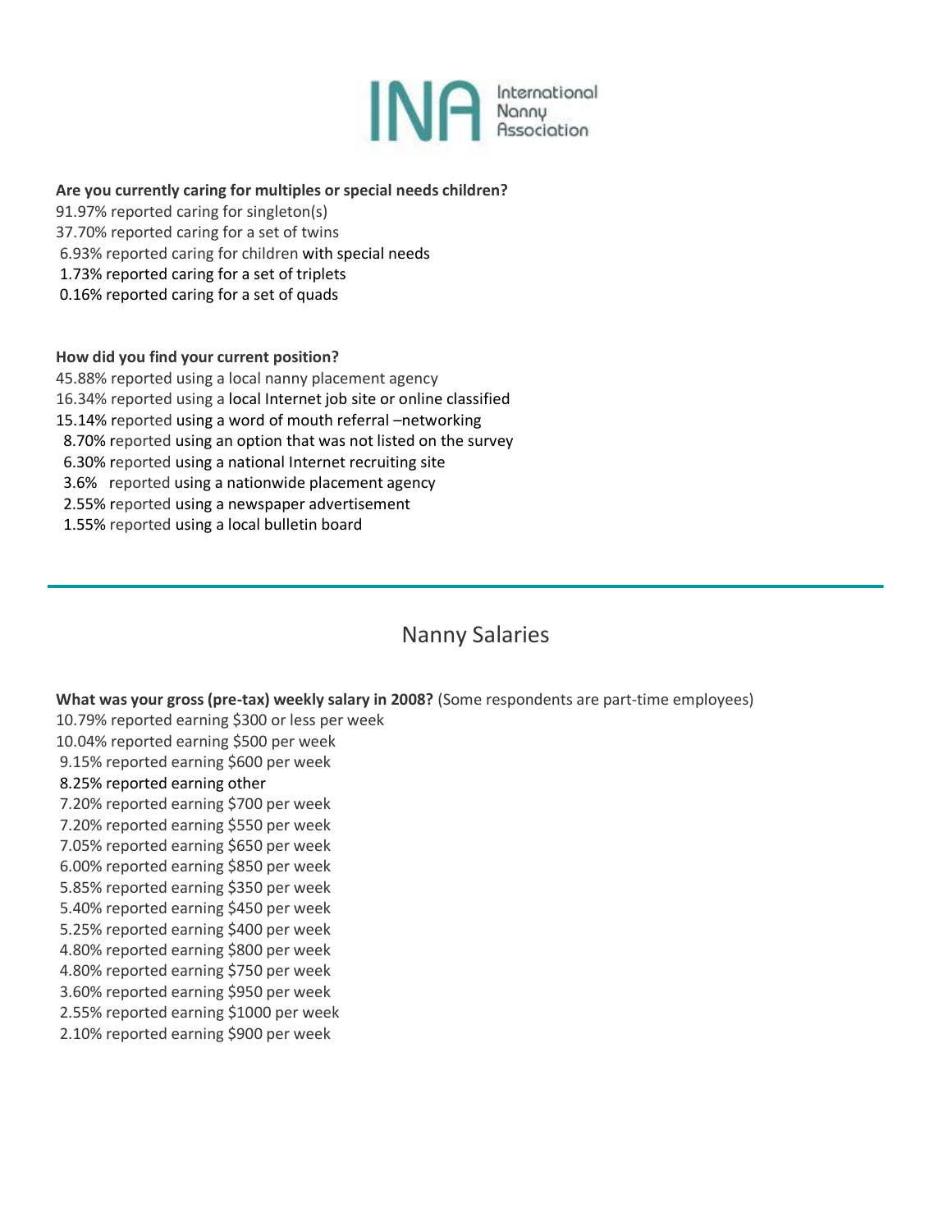**Are you currently caring for multiples or special needs children?**

91.97% reported caring for singleton(s)
37.70% reported caring for a set of twins
6.93% reported caring for children with special needs
1.73% reported caring for a set of triplets
0.16% reported caring for a set of quads

**How did you find your current position?**

45.88% reported using a local nanny placement agency
16.34% reported using a local Internet job site or online classified
15.14% reported using a word of mouth referral –networking
8.70% reported using an option that was not listed on the survey
6.30% reported using a national Internet recruiting site
3.6% reported using a nationwide placement agency
2.55% reported using a newspaper advertisement
1.55% reported using a local bulletin board

---

## Nanny Salaries

**What was your gross (pre-tax) weekly salary in 2008?** (Some respondents are part-time employees)

10.79% reported earning $300 or less per week
10.04% reported earning $500 per week
9.15% reported earning $600 per week
8.25% reported earning other
7.20% reported earning $700 per week
7.20% reported earning $550 per week
7.05% reported earning $650 per week
6.00% reported earning $850 per week
5.85% reported earning $350 per week
5.40% reported earning $450 per week
5.25% reported earning $400 per week
4.80% reported earning $800 per week
4.80% reported earning $750 per week
3.60% reported earning $950 per week
2.55% reported earning $1000 per week
2.10% reported earning $900 per week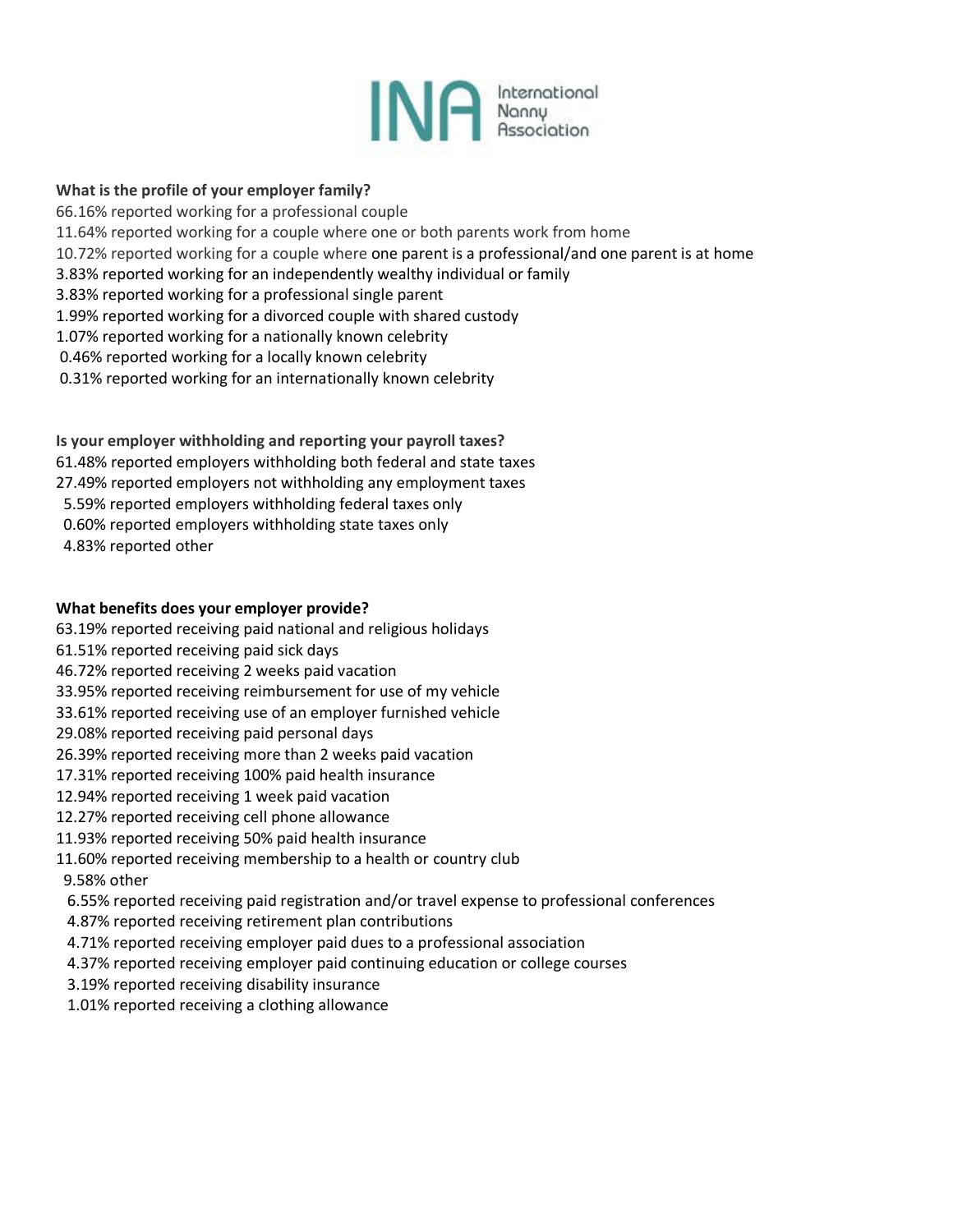**What is the profile of your employer family?**

66.16% reported working for a professional couple
11.64% reported working for a couple where one or both parents work from home
10.72% reported working for a couple where one parent is a professional/and one parent is at home
3.83% reported working for an independently wealthy individual or family
3.83% reported working for a professional single parent
1.99% reported working for a divorced couple with shared custody
1.07% reported working for a nationally known celebrity
0.46% reported working for a locally known celebrity
0.31% reported working for an internationally known celebrity

**Is your employer withholding and reporting your payroll taxes?**

61.48% reported employers withholding both federal and state taxes
27.49% reported employers not withholding any employment taxes
5.59% reported employers withholding federal taxes only
0.60% reported employers withholding state taxes only
4.83% reported other

**What benefits does your employer provide?**

63.19% reported receiving paid national and religious holidays
61.51% reported receiving paid sick days
46.72% reported receiving 2 weeks paid vacation
33.95% reported receiving reimbursement for use of my vehicle
33.61% reported receiving use of an employer furnished vehicle
29.08% reported receiving paid personal days
26.39% reported receiving more than 2 weeks paid vacation
17.31% reported receiving 100% paid health insurance
12.94% reported receiving 1 week paid vacation
12.27% reported receiving cell phone allowance
11.93% reported receiving 50% paid health insurance
11.60% reported receiving membership to a health or country club
9.58% other
6.55% reported receiving paid registration and/or travel expense to professional conferences
4.87% reported receiving retirement plan contributions
4.71% reported receiving employer paid dues to a professional association
4.37% reported receiving employer paid continuing education or college courses
3.19% reported receiving disability insurance
1.01% reported receiving a clothing allowance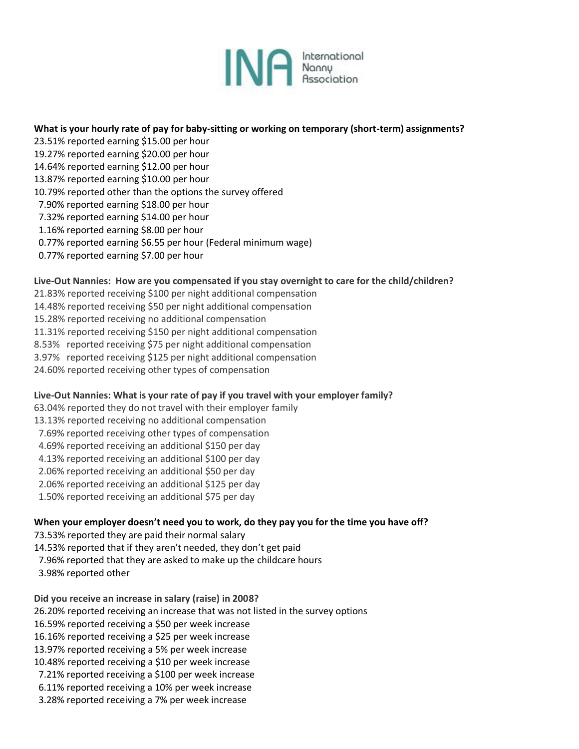International Nanny Association

**What is your hourly rate of pay for baby-sitting or working on temporary (short-term) assignments?**

23.51% reported earning $15.00 per hour
19.27% reported earning $20.00 per hour
14.64% reported earning $12.00 per hour
13.87% reported earning $10.00 per hour
10.79% reported other than the options the survey offered
7.90% reported earning $18.00 per hour
7.32% reported earning $14.00 per hour
1.16% reported earning $8.00 per hour
0.77% reported earning $6.55 per hour (Federal minimum wage)
0.77% reported earning $7.00 per hour

**Live-Out Nannies: How are you compensated if you stay overnight to care for the child/children?**

21.83% reported receiving $100 per night additional compensation
14.48% reported receiving $50 per night additional compensation
15.28% reported receiving no additional compensation
11.31% reported receiving $150 per night additional compensation
8.53% reported receiving $75 per night additional compensation
3.97% reported receiving $125 per night additional compensation
24.60% reported receiving other types of compensation

**Live-Out Nannies: What is your rate of pay if you travel with your employer family?**

63.04% reported they do not travel with their employer family
13.13% reported receiving no additional compensation
7.69% reported receiving other types of compensation
4.69% reported receiving an additional $150 per day
4.13% reported receiving an additional $100 per day
2.06% reported receiving an additional $50 per day
2.06% reported receiving an additional $125 per day
1.50% reported receiving an additional $75 per day

**When your employer doesn't need you to work, do they pay you for the time you have off?**

73.53% reported they are paid their normal salary
14.53% reported that if they aren't needed, they don't get paid
7.96% reported that they are asked to make up the childcare hours
3.98% reported other

**Did you receive an increase in salary (raise) in 2008?**

26.20% reported receiving an increase that was not listed in the survey options
16.59% reported receiving a $50 per week increase
16.16% reported receiving a $25 per week increase
13.97% reported receiving a 5% per week increase
10.48% reported receiving a $10 per week increase
7.21% reported receiving a $100 per week increase
6.11% reported receiving a 10% per week increase
3.28% reported receiving a 7% per week increase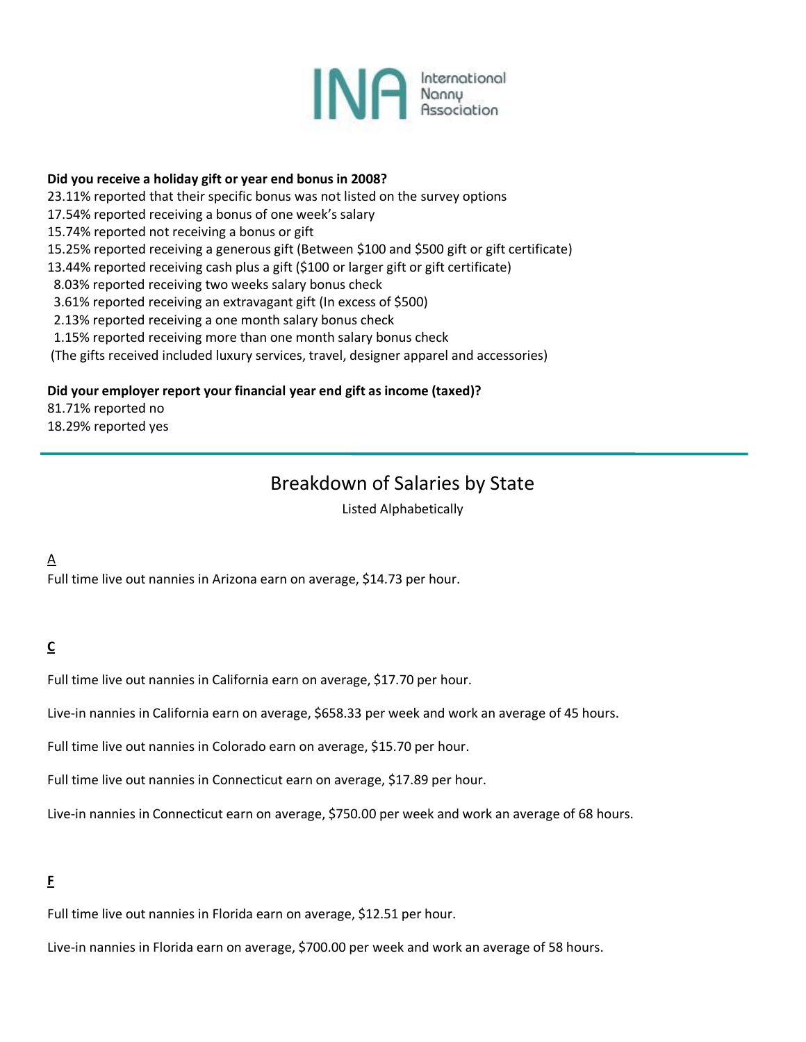**Did you receive a holiday gift or year end bonus in 2008?**

23.11% reported that their specific bonus was not listed on the survey options
17.54% reported receiving a bonus of one week's salary
15.74% reported not receiving a bonus or gift
15.25% reported receiving a generous gift (Between $100 and $500 gift or gift certificate)
13.44% reported receiving cash plus a gift ($100 or larger gift or gift certificate)
8.03% reported receiving two weeks salary bonus check
3.61% reported receiving an extravagant gift (In excess of $500)
2.13% reported receiving a one month salary bonus check
1.15% reported receiving more than one month salary bonus check
(The gifts received included luxury services, travel, designer apparel and accessories)

**Did your employer report your financial year end gift as income (taxed)?**

81.71% reported no
18.29% reported yes

---

# Breakdown of Salaries by State

Listed Alphabetically

A

Full time live out nannies in Arizona earn on average, $14.73 per hour.

**C**

Full time live out nannies in California earn on average, $17.70 per hour.

Live-in nannies in California earn on average, $658.33 per week and work an average of 45 hours.

Full time live out nannies in Colorado earn on average, $15.70 per hour.

Full time live out nannies in Connecticut earn on average, $17.89 per hour.

Live-in nannies in Connecticut earn on average, $750.00 per week and work an average of 68 hours.

**F**

Full time live out nannies in Florida earn on average, $12.51 per hour.

Live-in nannies in Florida earn on average, $700.00 per week and work an average of 58 hours.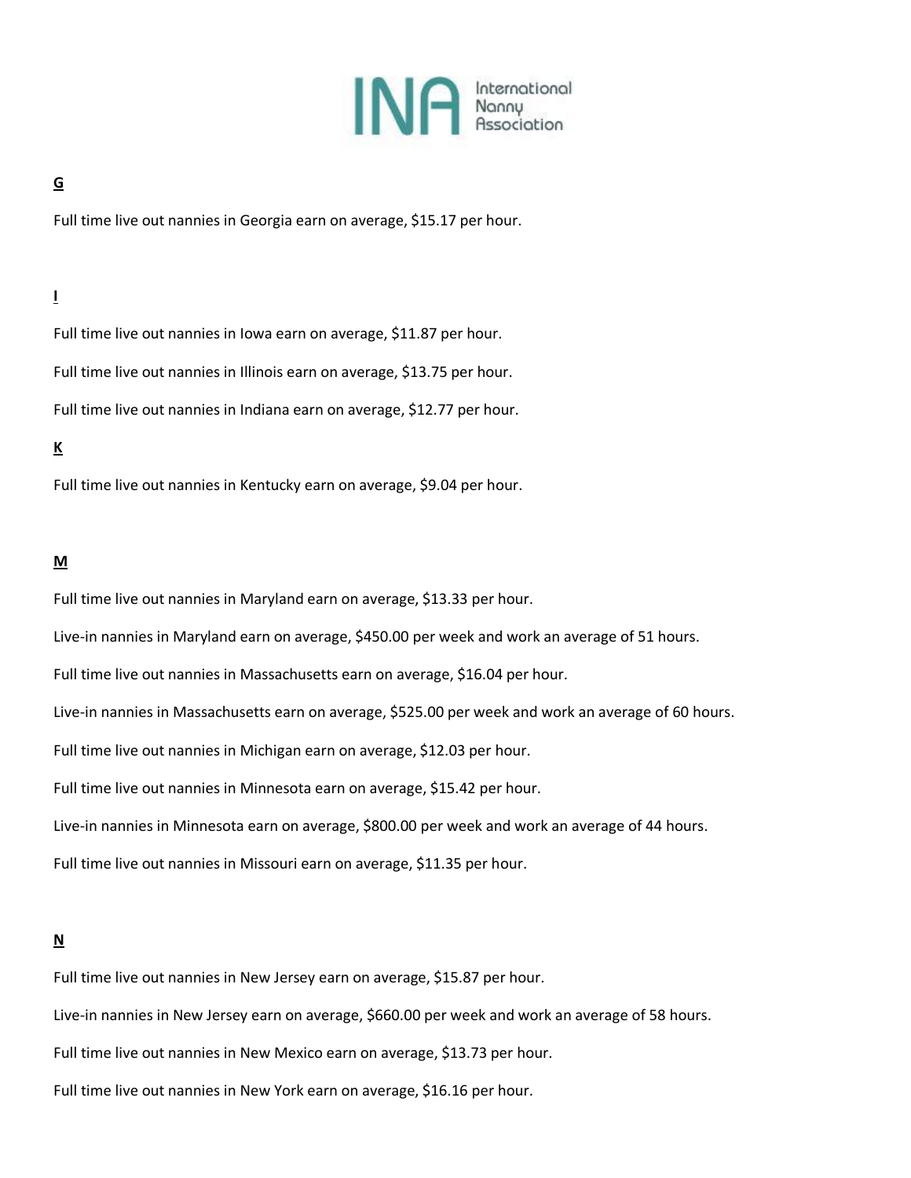**G**

Full time live out nannies in Georgia earn on average, $15.17 per hour.

**I**

Full time live out nannies in Iowa earn on average, $11.87 per hour.

Full time live out nannies in Illinois earn on average, $13.75 per hour.

Full time live out nannies in Indiana earn on average, $12.77 per hour.

**K**

Full time live out nannies in Kentucky earn on average, $9.04 per hour.

**M**

Full time live out nannies in Maryland earn on average, $13.33 per hour.

Live-in nannies in Maryland earn on average, $450.00 per week and work an average of 51 hours.

Full time live out nannies in Massachusetts earn on average, $16.04 per hour.

Live-in nannies in Massachusetts earn on average, $525.00 per week and work an average of 60 hours.

Full time live out nannies in Michigan earn on average, $12.03 per hour.

Full time live out nannies in Minnesota earn on average, $15.42 per hour.

Live-in nannies in Minnesota earn on average, $800.00 per week and work an average of 44 hours.

Full time live out nannies in Missouri earn on average, $11.35 per hour.

**N**

Full time live out nannies in New Jersey earn on average, $15.87 per hour.

Live-in nannies in New Jersey earn on average, $660.00 per week and work an average of 58 hours.

Full time live out nannies in New Mexico earn on average, $13.73 per hour.

Full time live out nannies in New York earn on average, $16.16 per hour.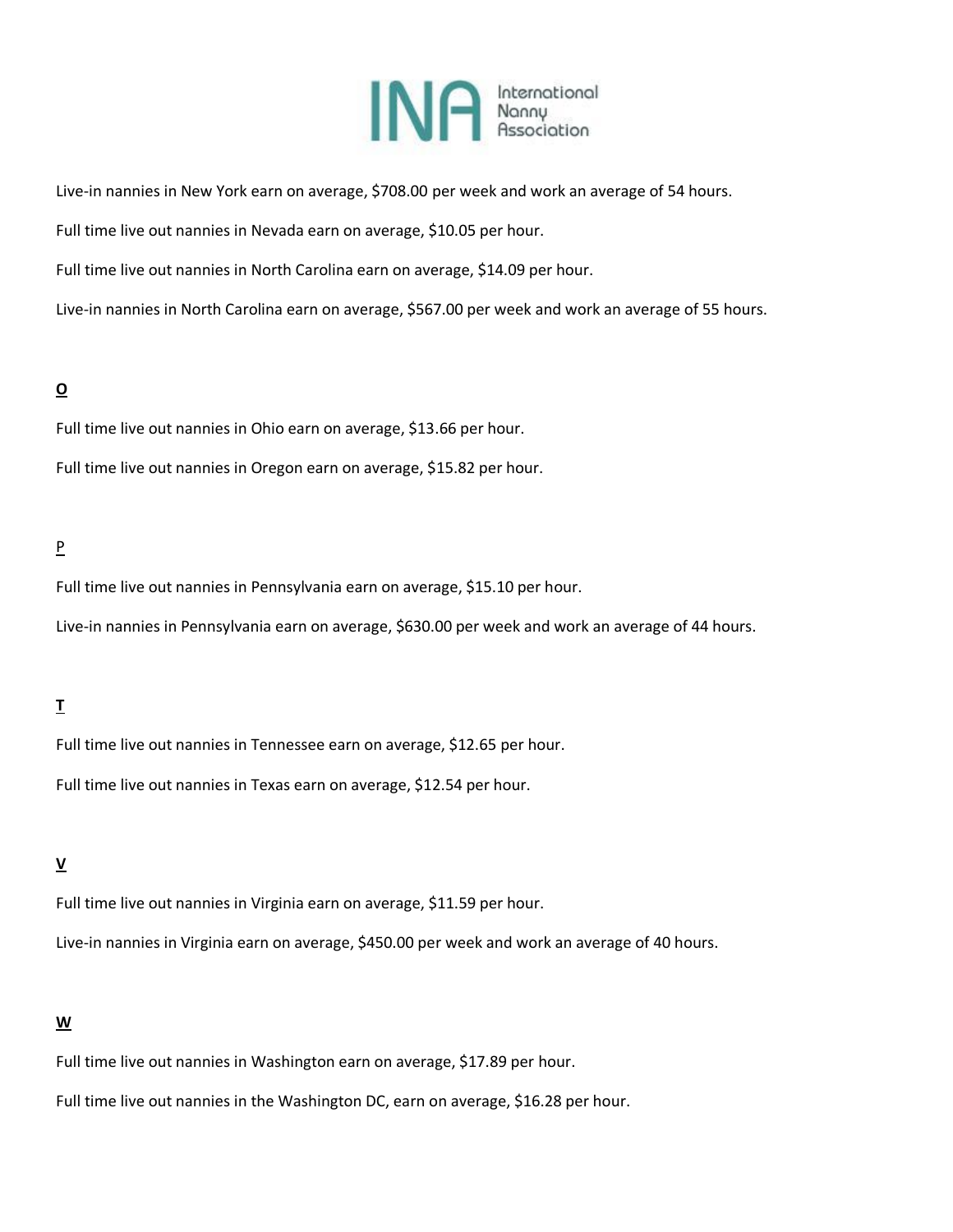Live-in nannies in New York earn on average, $708.00 per week and work an average of 54 hours.

Full time live out nannies in Nevada earn on average, $10.05 per hour.

Full time live out nannies in North Carolina earn on average, $14.09 per hour.

Live-in nannies in North Carolina earn on average, $567.00 per week and work an average of 55 hours.

**O**

Full time live out nannies in Ohio earn on average, $13.66 per hour.

Full time live out nannies in Oregon earn on average, $15.82 per hour.

**P**

Full time live out nannies in Pennsylvania earn on average, $15.10 per hour.

Live-in nannies in Pennsylvania earn on average, $630.00 per week and work an average of 44 hours.

**T**

Full time live out nannies in Tennessee earn on average, $12.65 per hour.

Full time live out nannies in Texas earn on average, $12.54 per hour.

**V**

Full time live out nannies in Virginia earn on average, $11.59 per hour.

Live-in nannies in Virginia earn on average, $450.00 per week and work an average of 40 hours.

**W**

Full time live out nannies in Washington earn on average, $17.89 per hour.

Full time live out nannies in the Washington DC, earn on average, $16.28 per hour.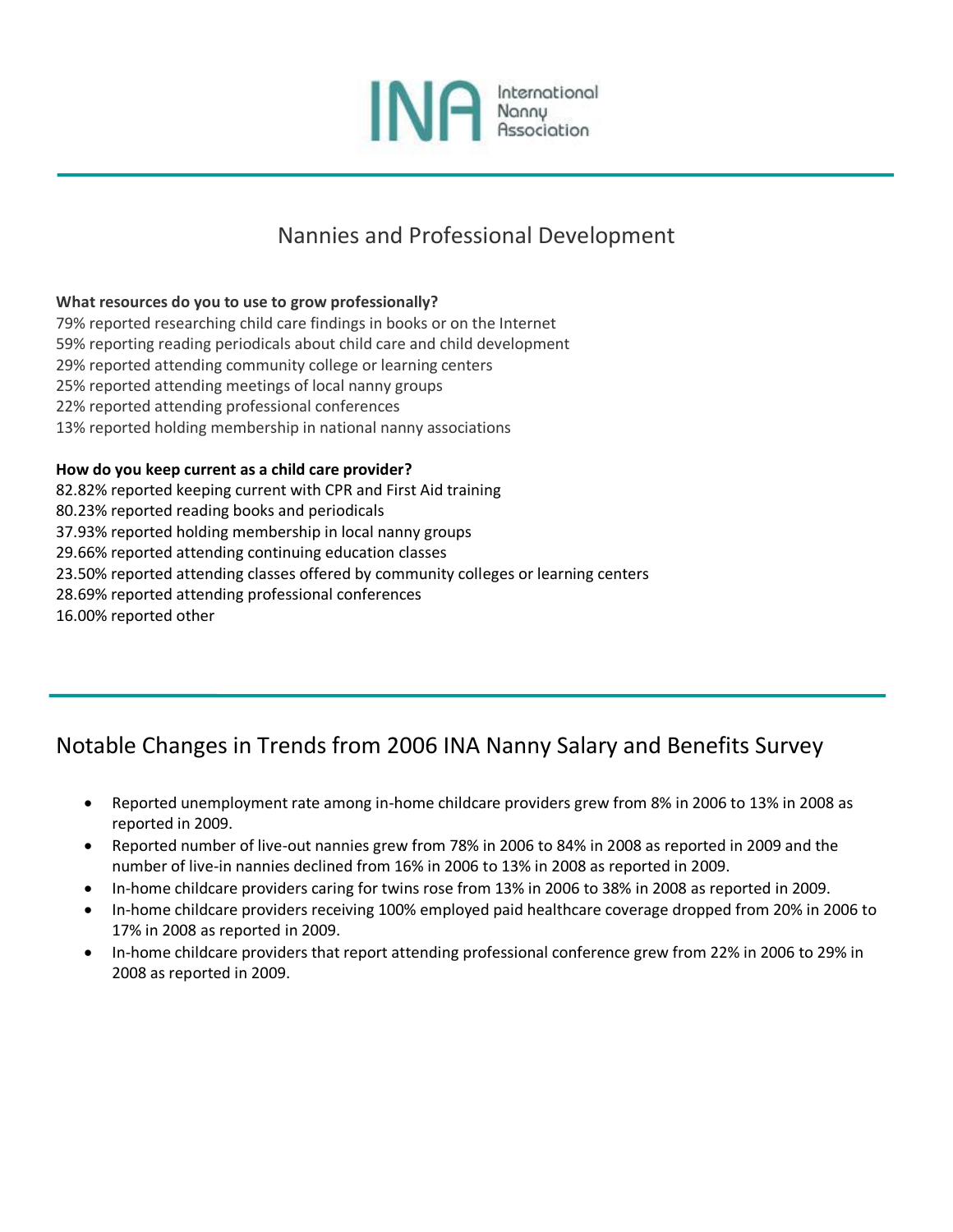## Nannies and Professional Development

**What resources do you to use to grow professionally?**

79% reported researching child care findings in books or on the Internet
59% reporting reading periodicals about child care and child development
29% reported attending community college or learning centers
25% reported attending meetings of local nanny groups
22% reported attending professional conferences
13% reported holding membership in national nanny associations

**How do you keep current as a child care provider?**

82.82% reported keeping current with CPR and First Aid training
80.23% reported reading books and periodicals
37.93% reported holding membership in local nanny groups
29.66% reported attending continuing education classes
23.50% reported attending classes offered by community colleges or learning centers
28.69% reported attending professional conferences
16.00% reported other

## Notable Changes in Trends from 2006 INA Nanny Salary and Benefits Survey

- Reported unemployment rate among in-home childcare providers grew from 8% in 2006 to 13% in 2008 as reported in 2009.
- Reported number of live-out nannies grew from 78% in 2006 to 84% in 2008 as reported in 2009 and the number of live-in nannies declined from 16% in 2006 to 13% in 2008 as reported in 2009.
- In-home childcare providers caring for twins rose from 13% in 2006 to 38% in 2008 as reported in 2009.
- In-home childcare providers receiving 100% employed paid healthcare coverage dropped from 20% in 2006 to 17% in 2008 as reported in 2009.
- In-home childcare providers that report attending professional conference grew from 22% in 2006 to 29% in 2008 as reported in 2009.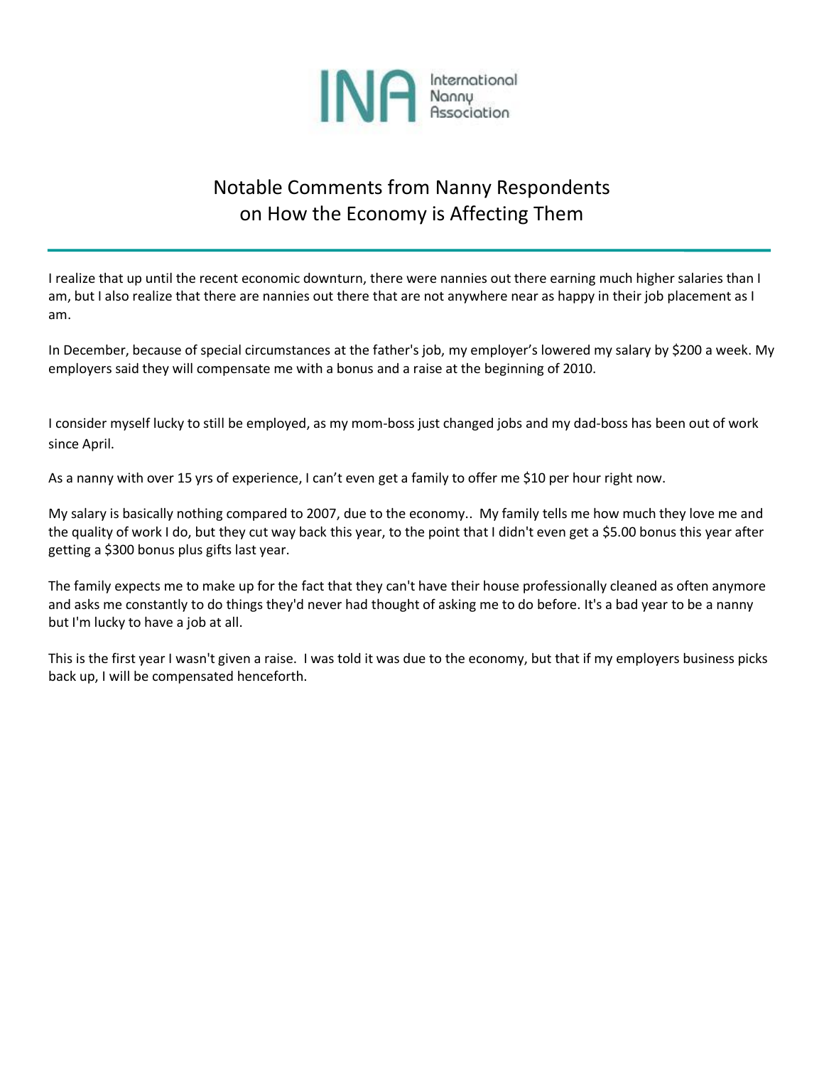International Nanny Association

# Notable Comments from Nanny Respondents on How the Economy is Affecting Them

I realize that up until the recent economic downturn, there were nannies out there earning much higher salaries than I am, but I also realize that there are nannies out there that are not anywhere near as happy in their job placement as I am.

In December, because of special circumstances at the father's job, my employer's lowered my salary by $200 a week. My employers said they will compensate me with a bonus and a raise at the beginning of 2010.

I consider myself lucky to still be employed, as my mom-boss just changed jobs and my dad-boss has been out of work since April.

As a nanny with over 15 yrs of experience, I can't even get a family to offer me $10 per hour right now.

My salary is basically nothing compared to 2007, due to the economy.. My family tells me how much they love me and the quality of work I do, but they cut way back this year, to the point that I didn't even get a $5.00 bonus this year after getting a $300 bonus plus gifts last year.

The family expects me to make up for the fact that they can't have their house professionally cleaned as often anymore and asks me constantly to do things they'd never had thought of asking me to do before. It's a bad year to be a nanny but I'm lucky to have a job at all.

This is the first year I wasn't given a raise. I was told it was due to the economy, but that if my employers business picks back up, I will be compensated henceforth.